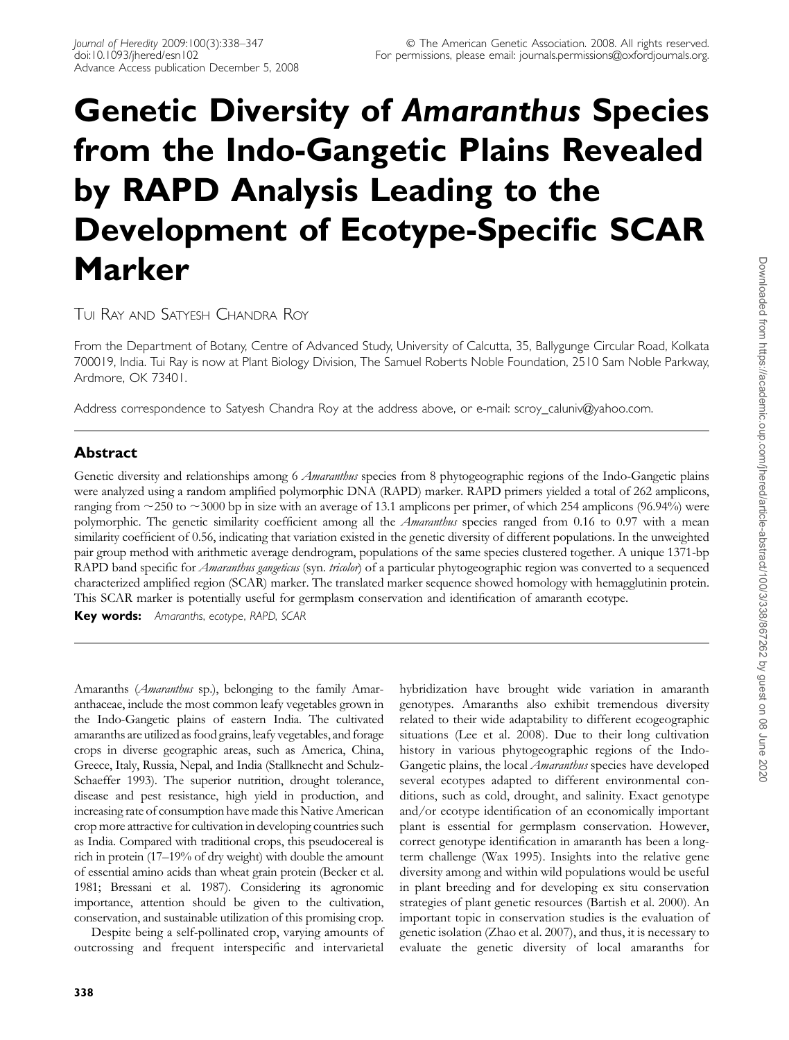# Genetic Diversity of *Amaranthus* Species from the Indo-Gangetic Plains Revealed by RAPD Analysis Leading to the Development of Ecotype-Specific SCAR Marker

TUI RAY AND SATYESH CHANDRA ROY

From the Department of Botany, Centre of Advanced Study, University of Calcutta, 35, Ballygunge Circular Road, Kolkata 700019, India. Tui Ray is now at Plant Biology Division, The Samuel Roberts Noble Foundation, 2510 Sam Noble Parkway, Ardmore, OK 73401.

Address correspondence to Satyesh Chandra Roy at the address above, or e-mail: scroy_caluniv@yahoo.com.

## Abstract

Genetic diversity and relationships among 6 *Amaranthus* species from 8 phytogeographic regions of the Indo-Gangetic plains were analyzed using a random amplified polymorphic DNA (RAPD) marker. RAPD primers yielded a total of 262 amplicons, ranging from ~250 to ~3000 bp in size with an average of 13.1 amplicons per primer, of which 254 amplicons (96.94%) were polymorphic. The genetic similarity coefficient among all the *Amaranthus* species ranged from 0.16 to 0.97 with a mean similarity coefficient of 0.56, indicating that variation existed in the genetic diversity of different populations. In the unweighted pair group method with arithmetic average dendrogram, populations of the same species clustered together. A unique 1371-bp RAPD band specific for *Amaranthus gangeticus* (syn. *tricolor*) of a particular phytogeographic region was converted to a sequenced characterized amplified region (SCAR) marker. The translated marker sequence showed homology with hemagglutinin protein. This SCAR marker is potentially useful for germplasm conservation and identification of amaranth ecotype.

**Key words:** *Amaranths, ecotype, RAPD, SCAR*

Amaranths (*Amaranthus* sp.), belonging to the family Amaranthaceae, include the most common leafy vegetables grown in the Indo-Gangetic plains of eastern India. The cultivated amaranths are utilized as food grains, leafy vegetables, and forage crops in diverse geographic areas, such as America, China, Greece, Italy, Russia, Nepal, and India (Stallknecht and Schulz-Schaeffer 1993). The superior nutrition, drought tolerance, disease and pest resistance, high yield in production, and increasing rate of consumption have made this Native American crop more attractive for cultivation in developing countries such as India. Compared with traditional crops, this pseudocereal is rich in protein (17–19% of dry weight) with double the amount of essential amino acids than wheat grain protein (Becker et al. 1981; Bressani et al. 1987). Considering its agronomic importance, attention should be given to the cultivation, conservation, and sustainable utilization of this promising crop.

Despite being a self-pollinated crop, varying amounts of outcrossing and frequent interspecific and intervarietal hybridization have brought wide variation in amaranth genotypes. Amaranths also exhibit tremendous diversity related to their wide adaptability to different ecogeographic situations (Lee et al. 2008). Due to their long cultivation history in various phytogeographic regions of the Indo-Gangetic plains, the local *Amaranthus* species have developed several ecotypes adapted to different environmental conditions, such as cold, drought, and salinity. Exact genotype and/or ecotype identification of an economically important plant is essential for germplasm conservation. However, correct genotype identification in amaranth has been a long-term challenge (Wax 1995). Insights into the relative gene diversity among and within wild populations would be useful in plant breeding and for developing ex situ conservation strategies of plant genetic resources (Bartish et al. 2000). An important topic in conservation studies is the evaluation of genetic isolation (Zhao et al. 2007), and thus, it is necessary to evaluate the genetic diversity of local amaranths for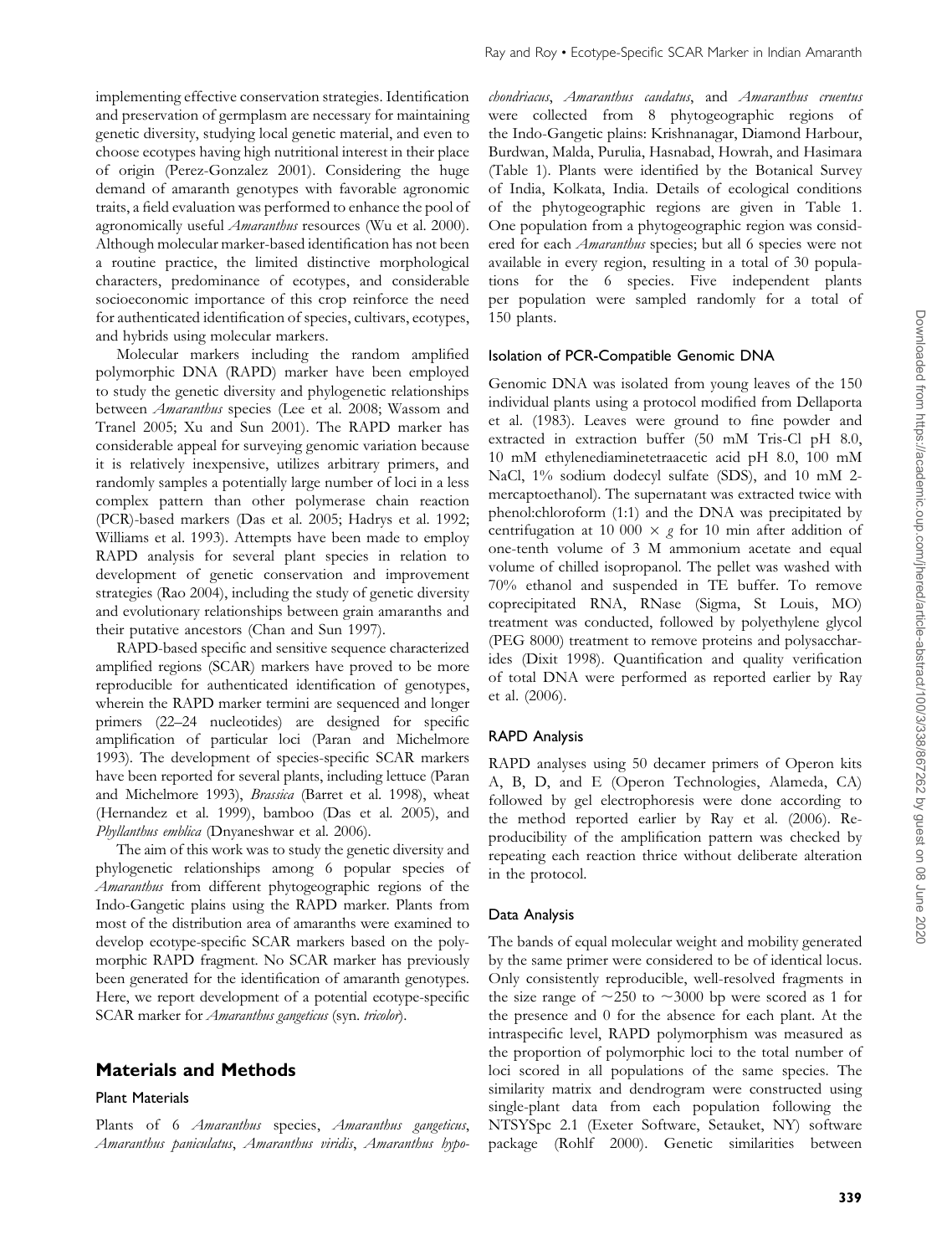implementing effective conservation strategies. Identification and preservation of germplasm are necessary for maintaining genetic diversity, studying local genetic material, and even to choose ecotypes having high nutritional interest in their place of origin (Perez-Gonzalez 2001). Considering the huge demand of amaranth genotypes with favorable agronomic traits, a field evaluation was performed to enhance the pool of agronomically useful *Amaranthus* resources (Wu et al. 2000). Although molecular marker-based identification has not been a routine practice, the limited distinctive morphological characters, predominance of ecotypes, and considerable socioeconomic importance of this crop reinforce the need for authenticated identification of species, cultivars, ecotypes, and hybrids using molecular markers.

Molecular markers including the random amplified polymorphic DNA (RAPD) marker have been employed to study the genetic diversity and phylogenetic relationships between *Amaranthus* species (Lee et al. 2008; Wassom and Tranel 2005; Xu and Sun 2001). The RAPD marker has considerable appeal for surveying genomic variation because it is relatively inexpensive, utilizes arbitrary primers, and randomly samples a potentially large number of loci in a less complex pattern than other polymerase chain reaction (PCR)-based markers (Das et al. 2005; Hadrys et al. 1992; Williams et al. 1993). Attempts have been made to employ RAPD analysis for several plant species in relation to development of genetic conservation and improvement strategies (Rao 2004), including the study of genetic diversity and evolutionary relationships between grain amaranths and their putative ancestors (Chan and Sun 1997).

RAPD-based specific and sensitive sequence characterized amplified regions (SCAR) markers have proved to be more reproducible for authenticated identification of genotypes, wherein the RAPD marker termini are sequenced and longer primers (22–24 nucleotides) are designed for specific amplification of particular loci (Paran and Michelmore 1993). The development of species-specific SCAR markers have been reported for several plants, including lettuce (Paran and Michelmore 1993), *Brassica* (Barret et al. 1998), wheat (Hernandez et al. 1999), bamboo (Das et al. 2005), and *Phyllanthus emblica* (Dnyaneshwar et al. 2006).

The aim of this work was to study the genetic diversity and phylogenetic relationships among 6 popular species of *Amaranthus* from different phytogeographic regions of the Indo-Gangetic plains using the RAPD marker. Plants from most of the distribution area of amaranths were examined to develop ecotype-specific SCAR markers based on the polymorphic RAPD fragment. No SCAR marker has previously been generated for the identification of amaranth genotypes. Here, we report development of a potential ecotype-specific SCAR marker for *Amaranthus gangeticus* (syn. *tricolor*).

## Materials and Methods

### Plant Materials

Plants of 6 *Amaranthus* species, *Amaranthus gangeticus*, *Amaranthus paniculatus*, *Amaranthus viridis*, *Amaranthus hypochondriacus*, *Amaranthus caudatus*, and *Amaranthus cruentus* were collected from 8 phytogeographic regions of the Indo-Gangetic plains: Krishnanagar, Diamond Harbour, Burdwan, Malda, Purulia, Hasnabad, Howrah, and Hasimara (Table 1). Plants were identified by the Botanical Survey of India, Kolkata, India. Details of ecological conditions of the phytogeographic regions are given in Table 1. One population from a phytogeographic region was considered for each *Amaranthus* species; but all 6 species were not available in every region, resulting in a total of 30 populations for the 6 species. Five independent plants per population were sampled randomly for a total of 150 plants.

### Isolation of PCR-Compatible Genomic DNA

Genomic DNA was isolated from young leaves of the 150 individual plants using a protocol modified from Dellaporta et al. (1983). Leaves were ground to fine powder and extracted in extraction buffer (50 mM Tris-Cl pH 8.0, 10 mM ethylenediaminetetraacetic acid pH 8.0, 100 mM NaCl, 1% sodium dodecyl sulfate (SDS), and 10 mM 2-mercaptoethanol). The supernatant was extracted twice with phenol:chloroform (1:1) and the DNA was precipitated by centrifugation at 10 000 × *g* for 10 min after addition of one-tenth volume of 3 M ammonium acetate and equal volume of chilled isopropanol. The pellet was washed with 70% ethanol and suspended in TE buffer. To remove coprecipitated RNA, RNase (Sigma, St Louis, MO) treatment was conducted, followed by polyethylene glycol (PEG 8000) treatment to remove proteins and polysaccharides (Dixit 1998). Quantification and quality verification of total DNA were performed as reported earlier by Ray et al. (2006).

### RAPD Analysis

RAPD analyses using 50 decamer primers of Operon kits A, B, D, and E (Operon Technologies, Alameda, CA) followed by gel electrophoresis were done according to the method reported earlier by Ray et al. (2006). Reproducibility of the amplification pattern was checked by repeating each reaction thrice without deliberate alteration in the protocol.

### Data Analysis

The bands of equal molecular weight and mobility generated by the same primer were considered to be of identical locus. Only consistently reproducible, well-resolved fragments in the size range of ~250 to ~3000 bp were scored as 1 for the presence and 0 for the absence for each plant. At the intraspecific level, RAPD polymorphism was measured as the proportion of polymorphic loci to the total number of loci scored in all populations of the same species. The similarity matrix and dendrogram were constructed using single-plant data from each population following the NTSYSpc 2.1 (Exeter Software, Setauket, NY) software package (Rohlf 2000). Genetic similarities between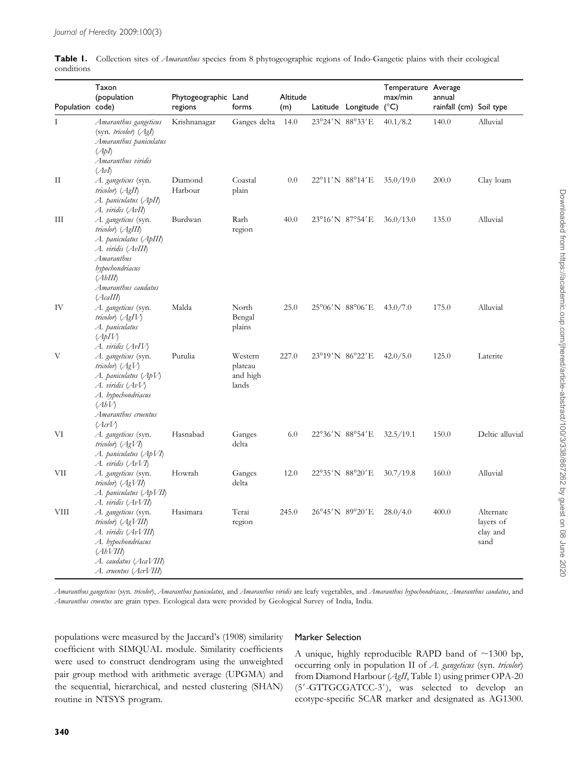**Table 1.** Collection sites of *Amaranthus* species from 8 phytogeographic regions of Indo-Gangetic plains with their ecological conditions

| Population | Taxon (population code) | Phytogeographic regions | Land forms | Altitude (m) | Latitude | Longitude | Temperature max/min (°C) | Average annual rainfall (cm) | Soil type |
|---|---|---|---|---|---|---|---|---|---|
| I | *Amaranthus gangeticus* (syn. *tricolor*) (*AgI*) *Amaranthus paniculatus* (*ApI*) *Amaranthus viridis* (*AvI*) | Krishnanagar | Ganges delta | 14.0 | 23°24′N | 88°33′E | 40.1/8.2 | 140.0 | Alluvial |
| II | *A. gangeticus* (syn. *tricolor*) (*AgII*) *A. paniculatus* (*ApII*) *A. viridis* (*AvII*) | Diamond Harbour | Coastal plain | 0.0 | 22°11′N | 88°14′E | 35.0/19.0 | 200.0 | Clay loam |
| III | *A. gangeticus* (syn. *tricolor*) (*AgIII*) *A. paniculatus* (*ApIII*) *A. viridis* (*AvIII*) *Amaranthus hypochondriacus* (*AhIII*) *Amaranthus caudatus* (*AcaIII*) | Burdwan | Rarh region | 40.0 | 23°16′N | 87°54′E | 36.0/13.0 | 135.0 | Alluvial |
| IV | *A. gangeticus* (syn. *tricolor*) (*AgIV*) *A. paniculatus* (*ApIV*) *A. viridis* (*AvIV*) | Malda | North Bengal plains | 25.0 | 25°06′N | 88°06′E | 43.0/7.0 | 175.0 | Alluvial |
| V | *A. gangeticus* (syn. *tricolor*) (*AgV*) *A. paniculatus* (*ApV*) *A. viridis* (*AvV*) *A. hypochondriacus* (*AhV*) *Amaranthus cruentus* (*AcrV*) | Purulia | Western plateau and high lands | 227.0 | 23°19′N | 86°22′E | 42.0/5.0 | 125.0 | Laterite |
| VI | *A. gangeticus* (syn. *tricolor*) (*AgVI*) *A. paniculatus* (*ApVI*) *A. viridis* (*AvVI*) | Hasnabad | Ganges delta | 6.0 | 22°36′N | 88°54′E | 32.5/19.1 | 150.0 | Deltic alluvial |
| VII | *A. gangeticus* (syn. *tricolor*) (*AgVII*) *A. paniculatus* (*ApVII*) *A. viridis* (*AvVII*) | Howrah | Ganges delta | 12.0 | 22°35′N | 88°20′E | 30.7/19.8 | 160.0 | Alluvial |
| VIII | *A. gangeticus* (syn. *tricolor*) (*AgVIII*) *A. viridis* (*AvVIII*) *A. hypochondriacus* (*AhVIII*) *A. caudatus* (*AcaVIII*) *A. cruentus* (*AcrVIII*) | Hasimara | Terai region | 245.0 | 26°45′N | 89°20′E | 28.0/4.0 | 400.0 | Alternate layers of clay and sand |

*Amaranthus gangeticus* (syn. *tricolor*), *Amaranthus paniculatus*, and *Amaranthus viridis* are leafy vegetables, and *Amaranthus hypochondriacus*, *Amaranthus caudatus*, and *Amaranthus cruentus* are grain types. Ecological data were provided by Geological Survey of India, India.

populations were measured by the Jaccard's (1908) similarity coefficient with SIMQUAL module. Similarity coefficients were used to construct dendrogram using the unweighted pair group method with arithmetic average (UPGMA) and the sequential, hierarchical, and nested clustering (SHAN) routine in NTSYS program.

### Marker Selection

A unique, highly reproducible RAPD band of ~1300 bp, occurring only in population II of *A. gangeticus* (syn. *tricolor*) from Diamond Harbour (*AgII*, Table 1) using primer OPA-20 (5′-GTTGCGATCC-3′), was selected to develop an ecotype-specific SCAR marker and designated as AG1300.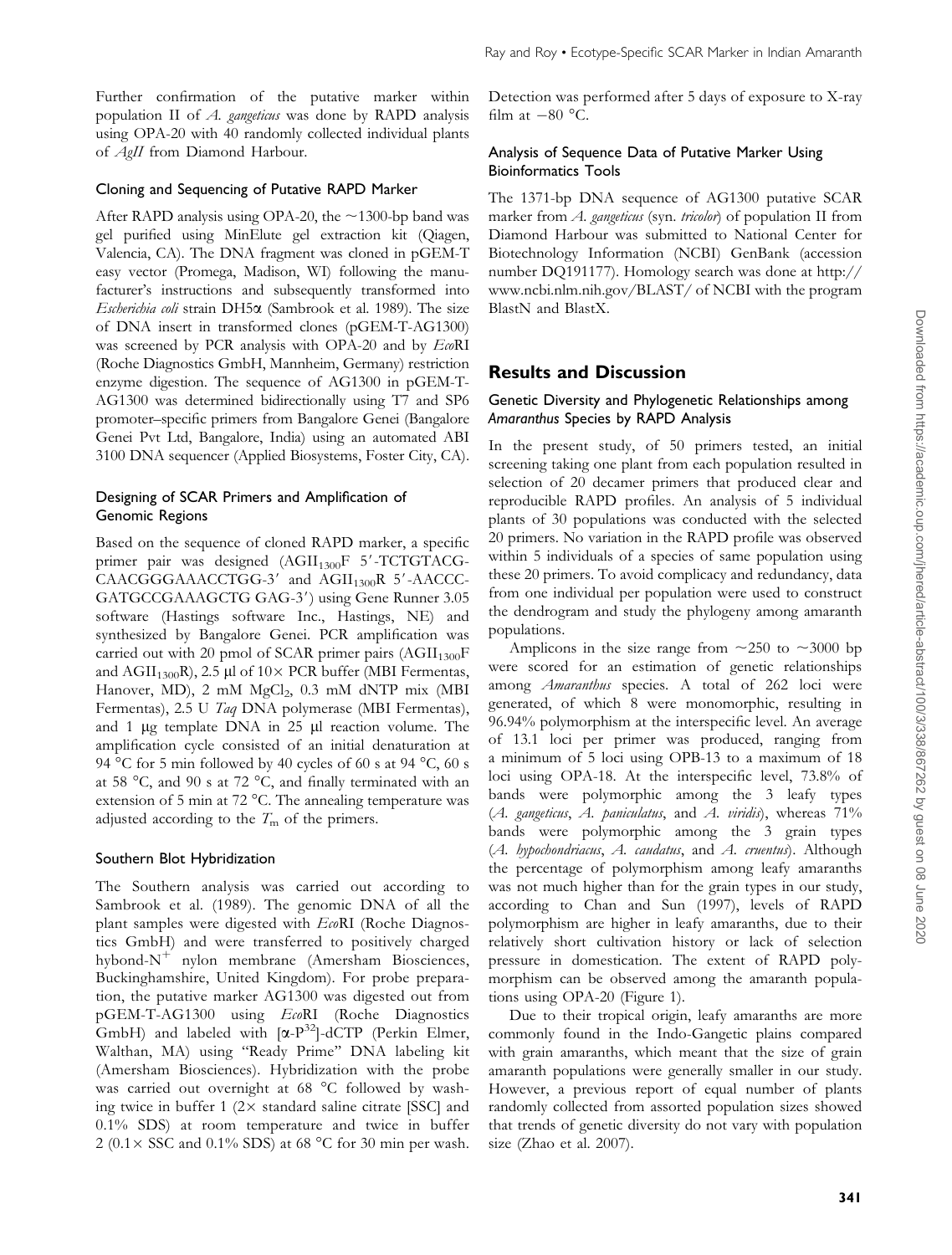Further confirmation of the putative marker within population II of *A. gangeticus* was done by RAPD analysis using OPA-20 with 40 randomly collected individual plants of *AgII* from Diamond Harbour.

### Cloning and Sequencing of Putative RAPD Marker

After RAPD analysis using OPA-20, the ~1300-bp band was gel purified using MinElute gel extraction kit (Qiagen, Valencia, CA). The DNA fragment was cloned in pGEM-T easy vector (Promega, Madison, WI) following the manufacturer's instructions and subsequently transformed into *Escherichia coli* strain DH5α (Sambrook et al. 1989). The size of DNA insert in transformed clones (pGEM-T-AG1300) was screened by PCR analysis with OPA-20 and by *Eco*RI (Roche Diagnostics GmbH, Mannheim, Germany) restriction enzyme digestion. The sequence of AG1300 in pGEM-T-AG1300 was determined bidirectionally using T7 and SP6 promoter–specific primers from Bangalore Genei (Bangalore Genei Pvt Ltd, Bangalore, India) using an automated ABI 3100 DNA sequencer (Applied Biosystems, Foster City, CA).

### Designing of SCAR Primers and Amplification of Genomic Regions

Based on the sequence of cloned RAPD marker, a specific primer pair was designed ($AGII_{1300}F$ 5′-TCTGTACG-CAACGGGAAACCTGG-3′ and $AGII_{1300}R$ 5′-AACCC-GATGCCGAAAGCTG GAG-3′) using Gene Runner 3.05 software (Hastings software Inc., Hastings, NE) and synthesized by Bangalore Genei. PCR amplification was carried out with 20 pmol of SCAR primer pairs ($AGII_{1300}F$ and $AGII_{1300}R$), 2.5 μl of 10× PCR buffer (MBI Fermentas, Hanover, MD), 2 mM $MgCl_2$, 0.3 mM dNTP mix (MBI Fermentas), 2.5 U *Taq* DNA polymerase (MBI Fermentas), and 1 μg template DNA in 25 μl reaction volume. The amplification cycle consisted of an initial denaturation at 94 °C for 5 min followed by 40 cycles of 60 s at 94 °C, 60 s at 58 °C, and 90 s at 72 °C, and finally terminated with an extension of 5 min at 72 °C. The annealing temperature was adjusted according to the $T_m$ of the primers.

### Southern Blot Hybridization

The Southern analysis was carried out according to Sambrook et al. (1989). The genomic DNA of all the plant samples were digested with *Eco*RI (Roche Diagnostics GmbH) and were transferred to positively charged hybond-$N^+$ nylon membrane (Amersham Biosciences, Buckinghamshire, United Kingdom). For probe preparation, the putative marker AG1300 was digested out from pGEM-T-AG1300 using *Eco*RI (Roche Diagnostics GmbH) and labeled with [$\alpha$-$P^{32}$]-dCTP (Perkin Elmer, Walthan, MA) using "Ready Prime" DNA labeling kit (Amersham Biosciences). Hybridization with the probe was carried out overnight at 68 °C followed by washing twice in buffer 1 (2× standard saline citrate [SSC] and 0.1% SDS) at room temperature and twice in buffer 2 (0.1× SSC and 0.1% SDS) at 68 °C for 30 min per wash. Detection was performed after 5 days of exposure to X-ray film at −80 °C.

### Analysis of Sequence Data of Putative Marker Using Bioinformatics Tools

The 1371-bp DNA sequence of AG1300 putative SCAR marker from *A. gangeticus* (syn. *tricolor*) of population II from Diamond Harbour was submitted to National Center for Biotechnology Information (NCBI) GenBank (accession number DQ191177). Homology search was done at http://www.ncbi.nlm.nih.gov/BLAST/ of NCBI with the program BlastN and BlastX.

## Results and Discussion

### Genetic Diversity and Phylogenetic Relationships among *Amaranthus* Species by RAPD Analysis

In the present study, of 50 primers tested, an initial screening taking one plant from each population resulted in selection of 20 decamer primers that produced clear and reproducible RAPD profiles. An analysis of 5 individual plants of 30 populations was conducted with the selected 20 primers. No variation in the RAPD profile was observed within 5 individuals of a species of same population using these 20 primers. To avoid complicacy and redundancy, data from one individual per population were used to construct the dendrogram and study the phylogeny among amaranth populations.

Amplicons in the size range from ~250 to ~3000 bp were scored for an estimation of genetic relationships among *Amaranthus* species. A total of 262 loci were generated, of which 8 were monomorphic, resulting in 96.94% polymorphism at the interspecific level. An average of 13.1 loci per primer was produced, ranging from a minimum of 5 loci using OPB-13 to a maximum of 18 loci using OPA-18. At the interspecific level, 73.8% of bands were polymorphic among the 3 leafy types (*A. gangeticus*, *A. paniculatus*, and *A. viridis*), whereas 71% bands were polymorphic among the 3 grain types (*A. hypochondriacus*, *A. caudatus*, and *A. cruentus*). Although the percentage of polymorphism among leafy amaranths was not much higher than for the grain types in our study, according to Chan and Sun (1997), levels of RAPD polymorphism are higher in leafy amaranths, due to their relatively short cultivation history or lack of selection pressure in domestication. The extent of RAPD polymorphism can be observed among the amaranth populations using OPA-20 (Figure 1).

Due to their tropical origin, leafy amaranths are more commonly found in the Indo-Gangetic plains compared with grain amaranths, which meant that the size of grain amaranth populations were generally smaller in our study. However, a previous report of equal number of plants randomly collected from assorted population sizes showed that trends of genetic diversity do not vary with population size (Zhao et al. 2007).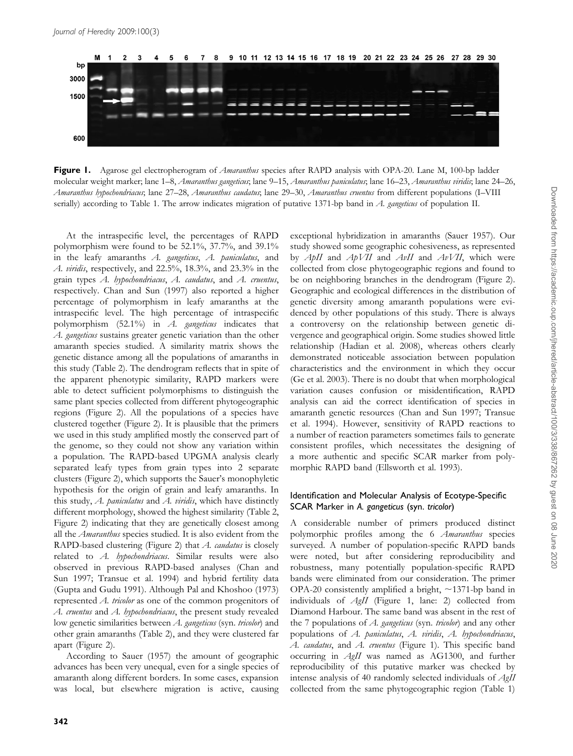**Figure 1.** Agarose gel electropherogram of *Amaranthus* species after RAPD analysis with OPA-20. Lane M, 100-bp ladder molecular weight marker; lane 1–8, *Amaranthus gangeticus*; lane 9–15, *Amaranthus paniculatus*; lane 16–23, *Amaranthus viridis*; lane 24–26, *Amaranthus hypochondriacus*; lane 27–28, *Amaranthus caudatus*; lane 29–30, *Amaranthus cruentus* from different populations (I–VIII serially) according to Table 1. The arrow indicates migration of putative 1371-bp band in *A. gangeticus* of population II.

At the intraspecific level, the percentages of RAPD polymorphism were found to be 52.1%, 37.7%, and 39.1% in the leafy amaranths *A. gangeticus*, *A. paniculatus*, and *A. viridis*, respectively, and 22.5%, 18.3%, and 23.3% in the grain types *A. hypochondriacus*, *A. caudatus*, and *A. cruentus*, respectively. Chan and Sun (1997) also reported a higher percentage of polymorphism in leafy amaranths at the intraspecific level. The high percentage of intraspecific polymorphism (52.1%) in *A. gangeticus* indicates that *A. gangeticus* sustains greater genetic variation than the other amaranth species studied. A similarity matrix shows the genetic distance among all the populations of amaranths in this study (Table 2). The dendrogram reflects that in spite of the apparent phenotypic similarity, RAPD markers were able to detect sufficient polymorphisms to distinguish the same plant species collected from different phytogeographic regions (Figure 2). All the populations of a species have clustered together (Figure 2). It is plausible that the primers we used in this study amplified mostly the conserved part of the genome, so they could not show any variation within a population. The RAPD-based UPGMA analysis clearly separated leafy types from grain types into 2 separate clusters (Figure 2), which supports the Sauer's monophyletic hypothesis for the origin of grain and leafy amaranths. In this study, *A. paniculatus* and *A. viridis*, which have distinctly different morphology, showed the highest similarity (Table 2, Figure 2) indicating that they are genetically closest among all the *Amaranthus* species studied. It is also evident from the RAPD-based clustering (Figure 2) that *A. caudatus* is closely related to *A. hypochondriacus*. Similar results were also observed in previous RAPD-based analyses (Chan and Sun 1997; Transue et al. 1994) and hybrid fertility data (Gupta and Gudu 1991). Although Pal and Khoshoo (1973) represented *A. tricolor* as one of the common progenitors of *A. cruentus* and *A. hypochondriacus*, the present study revealed low genetic similarities between *A. gangeticus* (syn. *tricolor*) and other grain amaranths (Table 2), and they were clustered far apart (Figure 2).

According to Sauer (1957) the amount of geographic advances has been very unequal, even for a single species of amaranth along different borders. In some cases, expansion was local, but elsewhere migration is active, causing exceptional hybridization in amaranths (Sauer 1957). Our study showed some geographic cohesiveness, as represented by *ApII* and *ApVII* and *AvII* and *AvVII*, which were collected from close phytogeographic regions and found to be on neighboring branches in the dendrogram (Figure 2). Geographic and ecological differences in the distribution of genetic diversity among amaranth populations were evidenced by other populations of this study. There is always a controversy on the relationship between genetic divergence and geographical origin. Some studies showed little relationship (Hadian et al. 2008), whereas others clearly demonstrated noticeable association between population characteristics and the environment in which they occur (Ge et al. 2003). There is no doubt that when morphological variation causes confusion or misidentification, RAPD analysis can aid the correct identification of species in amaranth genetic resources (Chan and Sun 1997; Transue et al. 1994). However, sensitivity of RAPD reactions to a number of reaction parameters sometimes fails to generate consistent profiles, which necessitates the designing of a more authentic and specific SCAR marker from polymorphic RAPD band (Ellsworth et al. 1993).

### Identification and Molecular Analysis of Ecotype-Specific SCAR Marker in *A. gangeticus* (syn. *tricolor*)

A considerable number of primers produced distinct polymorphic profiles among the 6 *Amaranthus* species surveyed. A number of population-specific RAPD bands were noted, but after considering reproducibility and robustness, many potentially population-specific RAPD bands were eliminated from our consideration. The primer OPA-20 consistently amplified a bright, ~1371-bp band in individuals of *AgII* (Figure 1, lane: 2) collected from Diamond Harbour. The same band was absent in the rest of the 7 populations of *A. gangeticus* (syn. *tricolor*) and any other populations of *A. paniculatus*, *A. viridis*, *A. hypochondriacus*, *A. caudatus*, and *A. cruentus* (Figure 1). This specific band occurring in *AgII* was named as AG1300, and further reproducibility of this putative marker was checked by intense analysis of 40 randomly selected individuals of *AgII* collected from the same phytogeographic region (Table 1)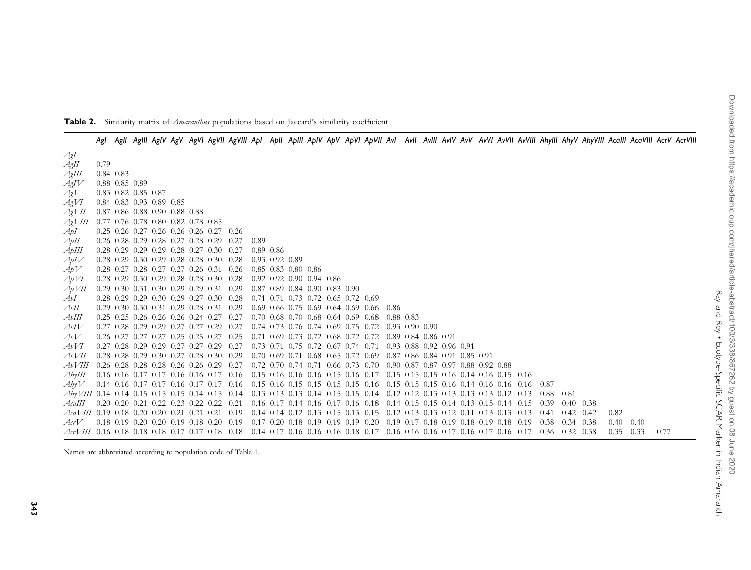**Table 2.** Similarity matrix of *Amaranthus* populations based on Jaccard's similarity coefficient

| | AgI | AgII | AgIII | AgIV | AgV | AgVI | AgVII | AgVIII | ApI | ApII | ApIII | ApIV | ApV | ApVI | ApVII | AvI | AvII | AvIII | AvIV | AvV | AvVI | AvVII | AvVIII | AhyIII | AhyV | AhyVIII | AcaIII | AcaVIII | AcrV | AcrVIII |
|---|---|---|---|---|---|---|---|---|---|---|---|---|---|---|---|---|---|---|---|---|---|---|---|---|---|---|---|---|---|---|
| AgI | | | | | | | | | | | | | | | | | | | | | | | | | | | | | | |
| AgII | 0.79 | | | | | | | | | | | | | | | | | | | | | | | | | | | | | |
| AgIII | 0.84 | 0.83 | | | | | | | | | | | | | | | | | | | | | | | | | | | | |
| AgIV | 0.88 | 0.85 | 0.89 | | | | | | | | | | | | | | | | | | | | | | | | | | | |
| AgV | 0.83 | 0.82 | 0.85 | 0.87 | | | | | | | | | | | | | | | | | | | | | | | | | | |
| AgVI | 0.84 | 0.83 | 0.93 | 0.89 | 0.85 | | | | | | | | | | | | | | | | | | | | | | | | | |
| AgVII | 0.87 | 0.86 | 0.88 | 0.90 | 0.88 | 0.88 | | | | | | | | | | | | | | | | | | | | | | | | |
| AgVIII | 0.77 | 0.76 | 0.78 | 0.80 | 0.82 | 0.78 | 0.85 | | | | | | | | | | | | | | | | | | | | | | | |
| ApI | 0.25 | 0.26 | 0.27 | 0.26 | 0.26 | 0.26 | 0.27 | 0.26 | | | | | | | | | | | | | | | | | | | | | | |
| ApII | 0.26 | 0.28 | 0.29 | 0.28 | 0.27 | 0.28 | 0.29 | 0.27 | 0.89 | | | | | | | | | | | | | | | | | | | | | |
| ApIII | 0.28 | 0.29 | 0.29 | 0.29 | 0.28 | 0.27 | 0.30 | 0.27 | 0.89 | 0.86 | | | | | | | | | | | | | | | | | | | | |
| ApIV | 0.28 | 0.29 | 0.30 | 0.29 | 0.28 | 0.28 | 0.30 | 0.28 | 0.93 | 0.92 | 0.89 | | | | | | | | | | | | | | | | | | | |
| ApV | 0.28 | 0.27 | 0.28 | 0.27 | 0.27 | 0.26 | 0.31 | 0.26 | 0.85 | 0.83 | 0.80 | 0.86 | | | | | | | | | | | | | | | | | | |
| ApVI | 0.28 | 0.29 | 0.30 | 0.29 | 0.28 | 0.28 | 0.30 | 0.28 | 0.92 | 0.92 | 0.90 | 0.94 | 0.86 | | | | | | | | | | | | | | | | | |
| ApVII | 0.29 | 0.30 | 0.31 | 0.30 | 0.29 | 0.29 | 0.31 | 0.29 | 0.87 | 0.89 | 0.84 | 0.90 | 0.83 | 0.90 | | | | | | | | | | | | | | | | |
| AvI | 0.28 | 0.29 | 0.29 | 0.30 | 0.29 | 0.27 | 0.30 | 0.28 | 0.71 | 0.71 | 0.73 | 0.72 | 0.65 | 0.72 | 0.69 | | | | | | | | | | | | | | | |
| AvII | 0.29 | 0.30 | 0.30 | 0.31 | 0.29 | 0.28 | 0.31 | 0.29 | 0.69 | 0.66 | 0.75 | 0.69 | 0.64 | 0.69 | 0.66 | 0.86 | | | | | | | | | | | | | | |
| AvIII | 0.25 | 0.25 | 0.26 | 0.26 | 0.26 | 0.24 | 0.27 | 0.27 | 0.70 | 0.68 | 0.70 | 0.68 | 0.64 | 0.69 | 0.68 | 0.88 | 0.83 | | | | | | | | | | | | | |
| AvIV | 0.27 | 0.28 | 0.29 | 0.29 | 0.27 | 0.27 | 0.29 | 0.27 | 0.74 | 0.73 | 0.76 | 0.74 | 0.69 | 0.75 | 0.72 | 0.93 | 0.90 | 0.90 | | | | | | | | | | | | |
| AvV | 0.26 | 0.27 | 0.27 | 0.27 | 0.25 | 0.25 | 0.27 | 0.25 | 0.71 | 0.69 | 0.73 | 0.72 | 0.68 | 0.72 | 0.72 | 0.89 | 0.84 | 0.86 | 0.91 | | | | | | | | | | | |
| AvVI | 0.27 | 0.28 | 0.29 | 0.29 | 0.27 | 0.27 | 0.29 | 0.27 | 0.73 | 0.71 | 0.75 | 0.72 | 0.67 | 0.74 | 0.71 | 0.93 | 0.88 | 0.92 | 0.96 | 0.91 | | | | | | | | | | |
| AvVII | 0.28 | 0.28 | 0.29 | 0.30 | 0.27 | 0.28 | 0.30 | 0.29 | 0.70 | 0.69 | 0.71 | 0.68 | 0.65 | 0.72 | 0.69 | 0.87 | 0.86 | 0.84 | 0.91 | 0.85 | 0.91 | | | | | | | | | |
| AvVIII | 0.26 | 0.28 | 0.28 | 0.28 | 0.26 | 0.26 | 0.29 | 0.27 | 0.72 | 0.70 | 0.74 | 0.71 | 0.66 | 0.73 | 0.70 | 0.90 | 0.87 | 0.87 | 0.97 | 0.88 | 0.92 | 0.88 | | | | | | | | |
| AhyIII | 0.16 | 0.16 | 0.17 | 0.17 | 0.16 | 0.16 | 0.17 | 0.16 | 0.15 | 0.16 | 0.16 | 0.16 | 0.15 | 0.16 | 0.17 | 0.15 | 0.15 | 0.15 | 0.16 | 0.14 | 0.16 | 0.15 | 0.16 | | | | | | | |
| AhyV | 0.14 | 0.16 | 0.17 | 0.17 | 0.16 | 0.17 | 0.17 | 0.16 | 0.15 | 0.16 | 0.15 | 0.15 | 0.15 | 0.15 | 0.16 | 0.15 | 0.15 | 0.15 | 0.16 | 0.14 | 0.16 | 0.16 | 0.16 | 0.87 | | | | | | |
| AhyVIII | 0.14 | 0.14 | 0.15 | 0.15 | 0.15 | 0.14 | 0.15 | 0.14 | 0.13 | 0.13 | 0.13 | 0.14 | 0.15 | 0.15 | 0.14 | 0.12 | 0.12 | 0.13 | 0.13 | 0.13 | 0.13 | 0.12 | 0.13 | 0.88 | 0.81 | | | | | |
| AcaIII | 0.20 | 0.20 | 0.21 | 0.22 | 0.23 | 0.22 | 0.22 | 0.21 | 0.16 | 0.17 | 0.14 | 0.16 | 0.17 | 0.16 | 0.18 | 0.14 | 0.15 | 0.15 | 0.14 | 0.13 | 0.15 | 0.14 | 0.15 | 0.39 | 0.40 | 0.38 | | | | |
| AcaVIII | 0.19 | 0.18 | 0.20 | 0.20 | 0.21 | 0.21 | 0.21 | 0.19 | 0.14 | 0.14 | 0.12 | 0.13 | 0.15 | 0.13 | 0.15 | 0.12 | 0.13 | 0.13 | 0.12 | 0.11 | 0.13 | 0.13 | 0.13 | 0.41 | 0.42 | 0.42 | 0.82 | | | |
| AcrV | 0.18 | 0.19 | 0.20 | 0.20 | 0.19 | 0.18 | 0.20 | 0.19 | 0.17 | 0.20 | 0.18 | 0.19 | 0.19 | 0.19 | 0.20 | 0.19 | 0.17 | 0.18 | 0.19 | 0.18 | 0.19 | 0.18 | 0.19 | 0.38 | 0.34 | 0.38 | 0.40 | 0.40 | | |
| AcrVIII | 0.16 | 0.18 | 0.18 | 0.18 | 0.17 | 0.17 | 0.18 | 0.18 | 0.14 | 0.17 | 0.16 | 0.16 | 0.16 | 0.18 | 0.17 | 0.16 | 0.16 | 0.16 | 0.17 | 0.16 | 0.17 | 0.16 | 0.17 | 0.36 | 0.32 | 0.38 | 0.35 | 0.33 | 0.77 | |

Names are abbreviated according to population code of Table 1.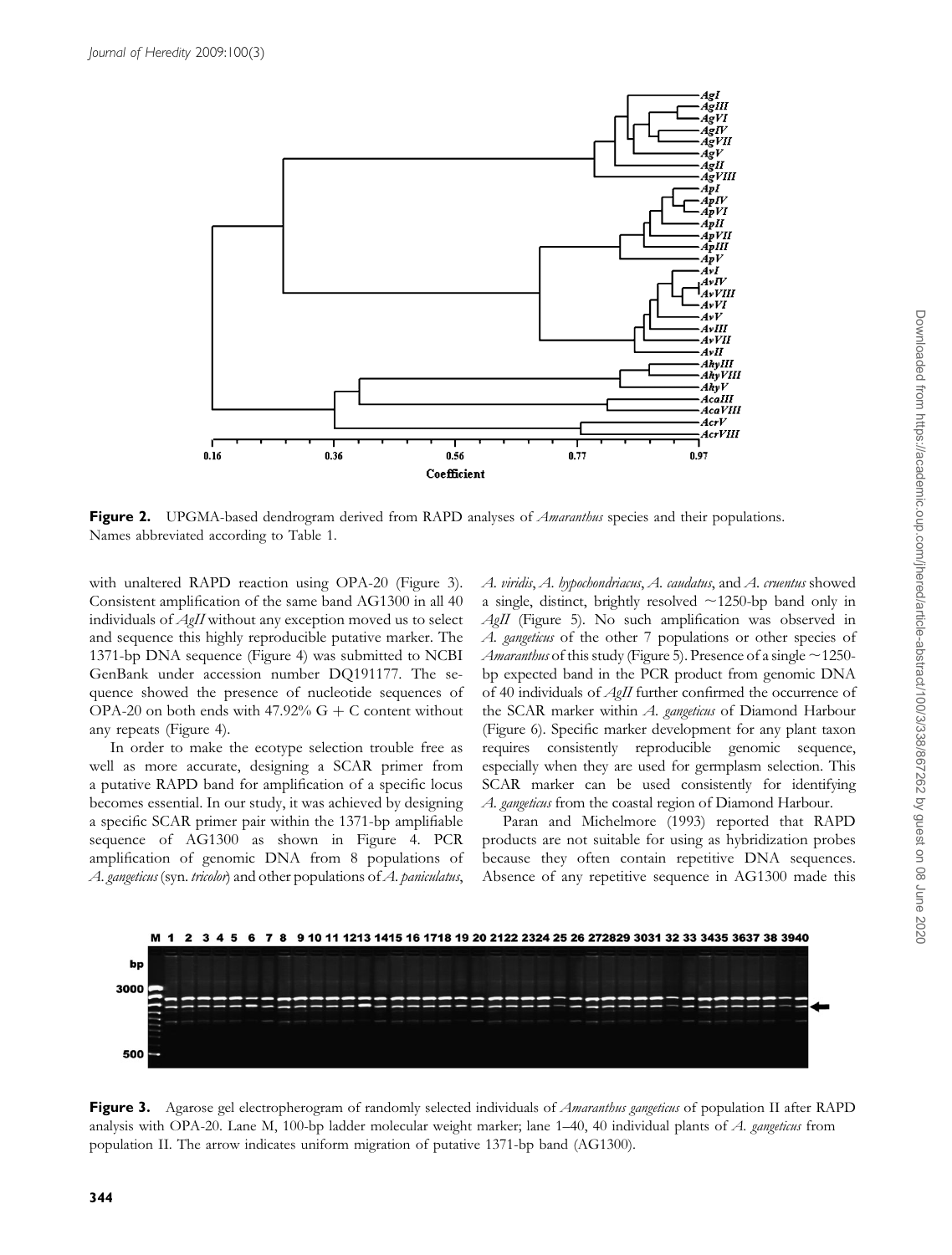Figure 2. UPGMA-based dendrogram derived from RAPD analyses of *Amaranthus* species and their populations. Names abbreviated according to Table 1.

with unaltered RAPD reaction using OPA-20 (Figure 3). Consistent amplification of the same band AG1300 in all 40 individuals of *AgII* without any exception moved us to select and sequence this highly reproducible putative marker. The 1371-bp DNA sequence (Figure 4) was submitted to NCBI GenBank under accession number DQ191177. The sequence showed the presence of nucleotide sequences of OPA-20 on both ends with 47.92% G + C content without any repeats (Figure 4).

In order to make the ecotype selection trouble free as well as more accurate, designing a SCAR primer from a putative RAPD band for amplification of a specific locus becomes essential. In our study, it was achieved by designing a specific SCAR primer pair within the 1371-bp amplifiable sequence of AG1300 as shown in Figure 4. PCR amplification of genomic DNA from 8 populations of *A. gangeticus* (syn. *tricolor*) and other populations of *A. paniculatus*, *A. viridis*, *A. hypochondriacus*, *A. caudatus*, and *A. cruentus* showed a single, distinct, brightly resolved ~1250-bp band only in *AgII* (Figure 5). No such amplification was observed in *A. gangeticus* of the other 7 populations or other species of *Amaranthus* of this study (Figure 5). Presence of a single ~1250-bp expected band in the PCR product from genomic DNA of 40 individuals of *AgII* further confirmed the occurrence of the SCAR marker within *A. gangeticus* of Diamond Harbour (Figure 6). Specific marker development for any plant taxon requires consistently reproducible genomic sequence, especially when they are used for germplasm selection. This SCAR marker can be used consistently for identifying *A. gangeticus* from the coastal region of Diamond Harbour.

Paran and Michelmore (1993) reported that RAPD products are not suitable for using as hybridization probes because they often contain repetitive DNA sequences. Absence of any repetitive sequence in AG1300 made this

Figure 3. Agarose gel electropherogram of randomly selected individuals of *Amaranthus gangeticus* of population II after RAPD analysis with OPA-20. Lane M, 100-bp ladder molecular weight marker; lane 1–40, 40 individual plants of *A. gangeticus* from population II. The arrow indicates uniform migration of putative 1371-bp band (AG1300).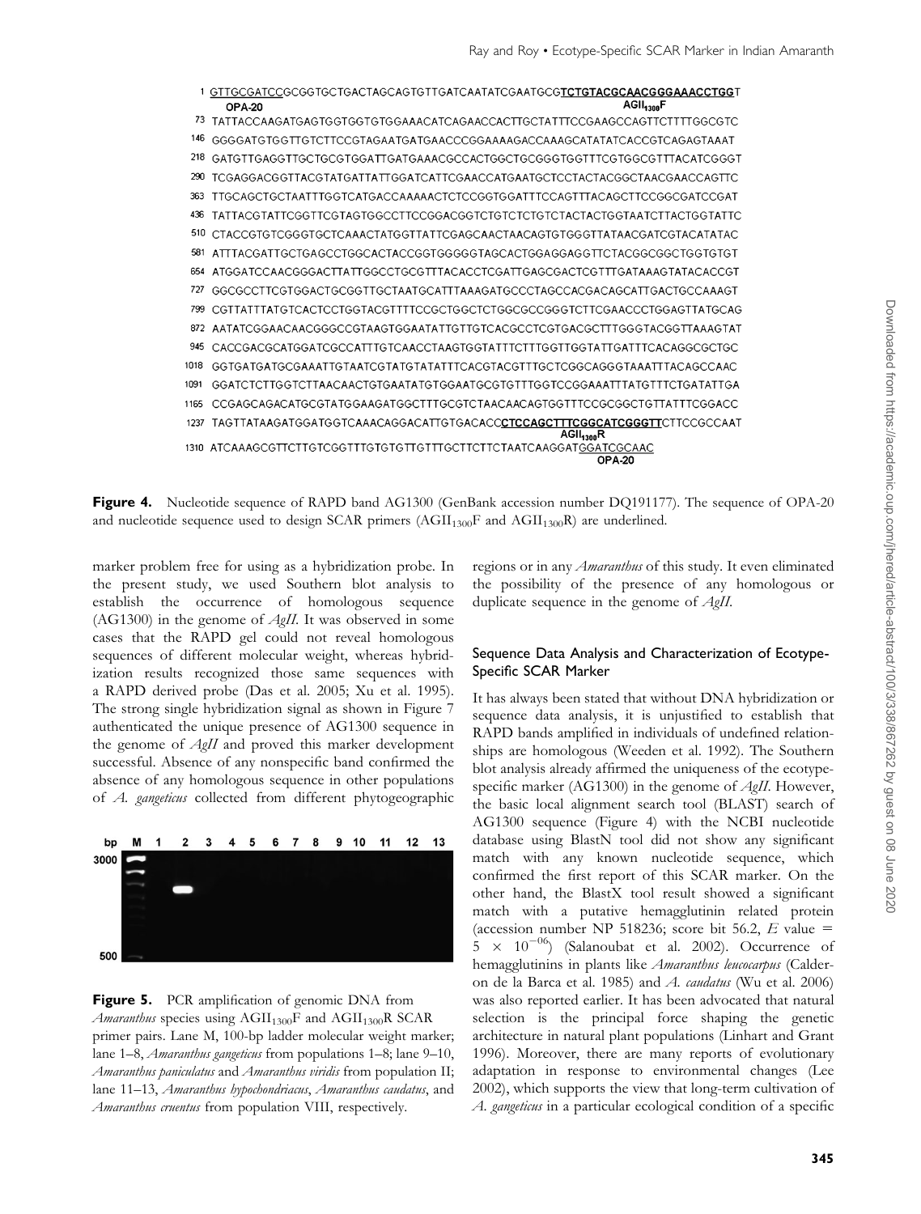```
1    GTTGCGATCCGCGGTGCTGACTAGCAGTGTTGATCAATATCGAATGCGTCTGTACGCAACGGGAAACCTGGT
     OPA-20                                              AGII1300F
73   TATTACCAAGATGAGTGGTGGTGTGGAAACATCAGAACCACTTGCTATTTCCGAAGCCAGTTCTTTTGGCGTC
146  GGGGATGTGGTTGTCTTCCGTAGAATGATGAACCCGGAAAAGACCAAAGCATATATCACCGTCAGAGTAAAT
218  GATGTTGAGGTTGCTGCGTGGATTGATGAAACGCCACTGGCTGCGGGTGGTTTCGTGGCGTTTACATCGGGT
290  TCGAGGACGGTTACGTATGATTATTGGATCATTCGAACCATGAATGCTCCTACTACGGCTAACGAACCAGTTC
363  TTGCAGCTGCTAATTTGGTCATGACCAAAAACTCTCCGGTGGATTTCCAGTTTACAGCTTCCGGCGATCCGAT
436  TATTACGTATTCGGTTCGTAGTGGCCTTCCGGACGGTCTGTCTCTGTCTACTACTGGTAATCTTACTGGTATTC
510  CTACCGTGTCGGGTGCTCAAACTATGGTTATTCGAGCAACTAACAGTGTGGGTTATAACGATCGTACATATAC
581  ATTTACGATTGCTGAGCCTGGCACTACCGGTGGGGGTAGCACTGGAGGAGGTTCTACGGCGGCTGGTGTGT
654  ATGGATCCAACGGGACTTATTGGCCTGCGTTTACACCTCGATTGAGCGACTCGTTTGATAAAGTATACACCGT
727  GGCGCCTTCGTGGACTGCGGTTGCTAATGCATTTAAAGATGCCCTAGCCACGACAGCATTGACTGCCAAAGT
799  CGTTATTTATGTCACTCCTGGTACGTTTTCCGCTGGCTCTGGCGCCGGGTCTTCGAACCCTGGAGTTATGCAG
872  AATATCGGAACAACGGGCCGTAAGTGGAATATTGTTGTCACGCCTCGTGACGCTTTGGGTACGGTTAAAGTAT
945  CACCGACGCATGGATCGCCATTTGTCAACCTAAGTGGTATTTCTTTGGTTGGTATTGATTTCACAGGCGCTGC
1018 GGTGATGATGCGAAATTGTAATCGTATGTATATTTCACGTACGTTTGCTCGGCAGGGTAAATTTACAGCCAAC
1091 GGATCTCTTGGTCTTAACAACTGTGAATATGTGGAATGCGTGTTTGGTCCGGAAATTTATGTTTCTGATATTGA
1165 CCGAGCAGACATGCGTATGGAAGATGGCTTTGCGTCTAACAACAGTGGTTTCCGCGGCTGTTATTTCGGACC
1237 TAGTTATAAGATGGATGGTCAAACAGGACATTGTGACACCCTCCAGCTTTCGGCATCGGGTTCTTCCGCCAAT
                                                AGII1300R
1310 ATCAAAGCGTTCTTGTCGGTTTGTGTGTTGTTTGCTTCTTCTAATCAAGGATGGATCGCAAC
                                                         OPA-20
```

**Figure 4.** Nucleotide sequence of RAPD band AG1300 (GenBank accession number DQ191177). The sequence of OPA-20 and nucleotide sequence used to design SCAR primers ($AGII_{1300}F$ and $AGII_{1300}R$) are underlined.

marker problem free for using as a hybridization probe. In the present study, we used Southern blot analysis to establish the occurrence of homologous sequence (AG1300) in the genome of *AgII*. It was observed in some cases that the RAPD gel could not reveal homologous sequences of different molecular weight, whereas hybridization results recognized those same sequences with a RAPD derived probe (Das et al. 2005; Xu et al. 1995). The strong single hybridization signal as shown in Figure 7 authenticated the unique presence of AG1300 sequence in the genome of *AgII* and proved this marker development successful. Absence of any nonspecific band confirmed the absence of any homologous sequence in other populations of *A. gangeticus* collected from different phytogeographic regions or in any *Amaranthus* of this study. It even eliminated the possibility of the presence of any homologous or duplicate sequence in the genome of *AgII*.

**Figure 5.** PCR amplification of genomic DNA from *Amaranthus* species using $AGII_{1300}F$ and $AGII_{1300}R$ SCAR primer pairs. Lane M, 100-bp ladder molecular weight marker; lane 1–8, *Amaranthus gangeticus* from populations 1–8; lane 9–10, *Amaranthus paniculatus* and *Amaranthus viridis* from population II; lane 11–13, *Amaranthus hypochondriacus*, *Amaranthus caudatus*, and *Amaranthus cruentus* from population VIII, respectively.

### Sequence Data Analysis and Characterization of Ecotype-Specific SCAR Marker

It has always been stated that without DNA hybridization or sequence data analysis, it is unjustified to establish that RAPD bands amplified in individuals of undefined relationships are homologous (Weeden et al. 1992). The Southern blot analysis already affirmed the uniqueness of the ecotype-specific marker (AG1300) in the genome of *AgII*. However, the basic local alignment search tool (BLAST) search of AG1300 sequence (Figure 4) with the NCBI nucleotide database using BlastN tool did not show any significant match with any known nucleotide sequence, which confirmed the first report of this SCAR marker. On the other hand, the BlastX tool result showed a significant match with a putative hemagglutinin related protein (accession number NP 518236; score bit 56.2, *E* value = $5 \times 10^{-06}$) (Salanoubat et al. 2002). Occurrence of hemagglutinins in plants like *Amaranthus leucocarpus* (Calderon de la Barca et al. 1985) and *A. caudatus* (Wu et al. 2006) was also reported earlier. It has been advocated that natural selection is the principal force shaping the genetic architecture in natural plant populations (Linhart and Grant 1996). Moreover, there are many reports of evolutionary adaptation in response to environmental changes (Lee 2002), which supports the view that long-term cultivation of *A. gangeticus* in a particular ecological condition of a specific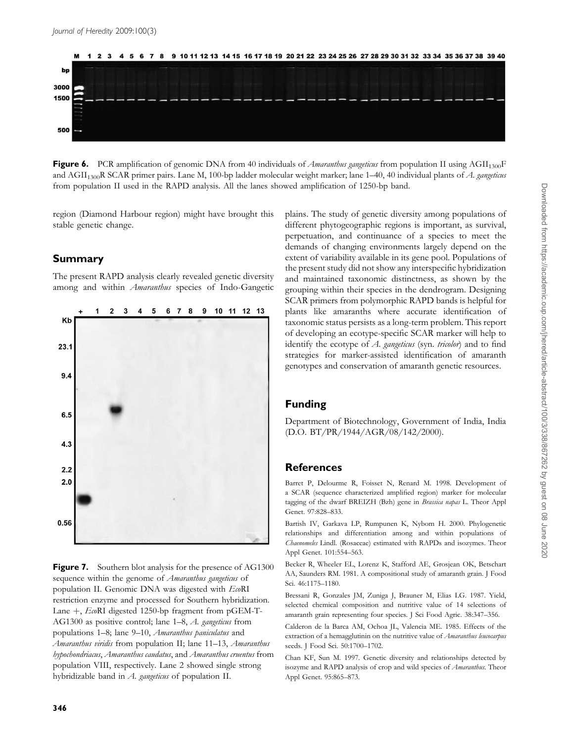Figure 6. PCR amplification of genomic DNA from 40 individuals of *Amaranthus gangeticus* from population II using $AGII_{1300}F$ and $AGII_{1300}R$ SCAR primer pairs. Lane M, 100-bp ladder molecular weight marker; lane 1–40, 40 individual plants of *A. gangeticus* from population II used in the RAPD analysis. All the lanes showed amplification of 1250-bp band.

region (Diamond Harbour region) might have brought this stable genetic change.

## Summary

The present RAPD analysis clearly revealed genetic diversity among and within *Amaranthus* species of Indo-Gangetic plains. The study of genetic diversity among populations of different phytogeographic regions is important, as survival, perpetuation, and continuance of a species to meet the demands of changing environments largely depend on the extent of variability available in its gene pool. Populations of the present study did not show any interspecific hybridization and maintained taxonomic distinctness, as shown by the grouping within their species in the dendrogram. Designing SCAR primers from polymorphic RAPD bands is helpful for plants like amaranths where accurate identification of taxonomic status persists as a long-term problem. This report of developing an ecotype-specific SCAR marker will help to identify the ecotype of *A. gangeticus* (syn. *tricolor*) and to find strategies for marker-assisted identification of amaranth genotypes and conservation of amaranth genetic resources.

Figure 7. Southern blot analysis for the presence of AG1300 sequence within the genome of *Amaranthus gangeticus* of population II. Genomic DNA was digested with *Eco*RI restriction enzyme and processed for Southern hybridization. Lane +, *Eco*RI digested 1250-bp fragment from pGEM-T-AG1300 as positive control; lane 1–8, *A. gangeticus* from populations 1–8; lane 9–10, *Amaranthus paniculatus* and *Amaranthus viridis* from population II; lane 11–13, *Amaranthus hypochondriacus*, *Amaranthus caudatus*, and *Amaranthus cruentus* from population VIII, respectively. Lane 2 showed single strong hybridizable band in *A. gangeticus* of population II.

## Funding

Department of Biotechnology, Government of India, India (D.O. BT/PR/1944/AGR/08/142/2000).

## References

Barret P, Delourme R, Foisset N, Renard M. 1998. Development of a SCAR (sequence characterized amplified region) marker for molecular tagging of the dwarf BREIZH (Bzh) gene in *Brassica napus* L. Theor Appl Genet. 97:828–833.

Bartish IV, Garkava LP, Rumpunen K, Nybom H. 2000. Phylogenetic relationships and differentiation among and within populations of *Chaenomeles* Lindl. (Rosaceae) estimated with RAPDs and isozymes. Theor Appl Genet. 101:554–563.

Becker R, Wheeler EL, Lorenz K, Stafford AE, Grosjean OK, Betschart AA, Saunders RM. 1981. A compositional study of amaranth grain. J Food Sci. 46:1175–1180.

Bressani R, Gonzales JM, Zuniga J, Brauner M, Elias LG. 1987. Yield, selected chemical composition and nutritive value of 14 selections of amaranth grain representing four species. J Sci Food Agric. 38:347–356.

Calderon de la Barca AM, Ochoa JL, Valencia ME. 1985. Effects of the extraction of a hemagglutinin on the nutritive value of *Amaranthus leucocarpus* seeds. J Food Sci. 50:1700–1702.

Chan KF, Sun M. 1997. Genetic diversity and relationships detected by isozyme and RAPD analysis of crop and wild species of *Amaranthus*. Theor Appl Genet. 95:865–873.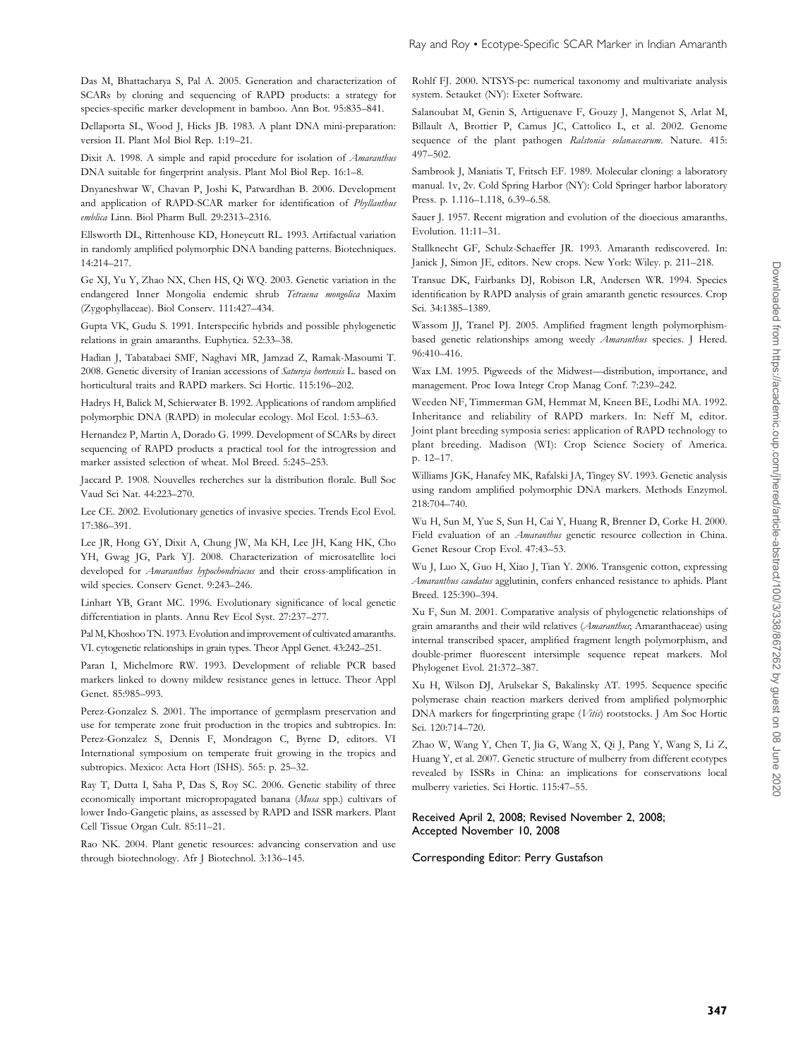Das M, Bhattacharya S, Pal A. 2005. Generation and characterization of SCARs by cloning and sequencing of RAPD products: a strategy for species-specific marker development in bamboo. Ann Bot. 95:835–841.

Dellaporta SL, Wood J, Hicks JB. 1983. A plant DNA mini-preparation: version II. Plant Mol Biol Rep. 1:19–21.

Dixit A. 1998. A simple and rapid procedure for isolation of *Amaranthus* DNA suitable for fingerprint analysis. Plant Mol Biol Rep. 16:1–8.

Dnyaneshwar W, Chavan P, Joshi K, Patwardhan B. 2006. Development and application of RAPD-SCAR marker for identification of *Phyllanthus emblica* Linn. Biol Pharm Bull. 29:2313–2316.

Ellsworth DL, Rittenhouse KD, Honeycutt RL. 1993. Artifactual variation in randomly amplified polymorphic DNA banding patterns. Biotechniques. 14:214–217.

Ge XJ, Yu Y, Zhao NX, Chen HS, Qi WQ. 2003. Genetic variation in the endangered Inner Mongolia endemic shrub *Tetraena mongolica* Maxim (Zygophyllaceae). Biol Conserv. 111:427–434.

Gupta VK, Gudu S. 1991. Interspecific hybrids and possible phylogenetic relations in grain amaranths. Euphytica. 52:33–38.

Hadian J, Tabatabaei SMF, Naghavi MR, Jamzad Z, Ramak-Masoumi T. 2008. Genetic diversity of Iranian accessions of *Satureja hortensis* L. based on horticultural traits and RAPD markers. Sci Hortic. 115:196–202.

Hadrys H, Balick M, Schierwater B. 1992. Applications of random amplified polymorphic DNA (RAPD) in molecular ecology. Mol Ecol. 1:53–63.

Hernandez P, Martin A, Dorado G. 1999. Development of SCARs by direct sequencing of RAPD products a practical tool for the introgression and marker assisted selection of wheat. Mol Breed. 5:245–253.

Jaccard P. 1908. Nouvelles recherches sur la distribution florale. Bull Soc Vaud Sci Nat. 44:223–270.

Lee CE. 2002. Evolutionary genetics of invasive species. Trends Ecol Evol. 17:386–391.

Lee JR, Hong GY, Dixit A, Chung JW, Ma KH, Lee JH, Kang HK, Cho YH, Gwag JG, Park YJ. 2008. Characterization of microsatellite loci developed for *Amaranthus hypochondriacus* and their cross-amplification in wild species. Conserv Genet. 9:243–246.

Linhart YB, Grant MC. 1996. Evolutionary significance of local genetic differentiation in plants. Annu Rev Ecol Syst. 27:237–277.

Pal M, Khoshoo TN. 1973. Evolution and improvement of cultivated amaranths. VI. cytogenetic relationships in grain types. Theor Appl Genet. 43:242–251.

Paran I, Michelmore RW. 1993. Development of reliable PCR based markers linked to downy mildew resistance genes in lettuce. Theor Appl Genet. 85:985–993.

Perez-Gonzalez S. 2001. The importance of germplasm preservation and use for temperate zone fruit production in the tropics and subtropics. In: Perez-Gonzalez S, Dennis F, Mondragon C, Byrne D, editors. VI International symposium on temperate fruit growing in the tropics and subtropics. Mexico: Acta Hort (ISHS). 565: p. 25–32.

Ray T, Dutta I, Saha P, Das S, Roy SC. 2006. Genetic stability of three economically important micropropagated banana (*Musa* spp.) cultivars of lower Indo-Gangetic plains, as assessed by RAPD and ISSR markers. Plant Cell Tissue Organ Cult. 85:11–21.

Rao NK. 2004. Plant genetic resources: advancing conservation and use through biotechnology. Afr J Biotechnol. 3:136–145.

Rohlf FJ. 2000. NTSYS-pc: numerical taxonomy and multivariate analysis system. Setauket (NY): Exeter Software.

Salanoubat M, Genin S, Artiguenave F, Gouzy J, Mangenot S, Arlat M, Billault A, Brottier P, Camus JC, Cattolico L, et al. 2002. Genome sequence of the plant pathogen *Ralstonia solanacearum*. Nature. 415: 497–502.

Sambrook J, Maniatis T, Fritsch EF. 1989. Molecular cloning: a laboratory manual. 1v, 2v. Cold Spring Harbor (NY): Cold Springer harbor laboratory Press. p. 1.116–1.118, 6.39–6.58.

Sauer J. 1957. Recent migration and evolution of the dioecious amaranths. Evolution. 11:11–31.

Stallknecht GF, Schulz-Schaeffer JR. 1993. Amaranth rediscovered. In: Janick J, Simon JE, editors. New crops. New York: Wiley. p. 211–218.

Transue DK, Fairbanks DJ, Robison LR, Andersen WR. 1994. Species identification by RAPD analysis of grain amaranth genetic resources. Crop Sci. 34:1385–1389.

Wassom JJ, Tranel PJ. 2005. Amplified fragment length polymorphism-based genetic relationships among weedy *Amaranthus* species. J Hered. 96:410–416.

Wax LM. 1995. Pigweeds of the Midwest—distribution, importance, and management. Proc Iowa Integr Crop Manag Conf. 7:239–242.

Weeden NF, Timmerman GM, Hemmat M, Kneen BE, Lodhi MA. 1992. Inheritance and reliability of RAPD markers. In: Neff M, editor. Joint plant breeding symposia series: application of RAPD technology to plant breeding. Madison (WI): Crop Science Society of America. p. 12–17.

Williams JGK, Hanafey MK, Rafalski JA, Tingey SV. 1993. Genetic analysis using random amplified polymorphic DNA markers. Methods Enzymol. 218:704–740.

Wu H, Sun M, Yue S, Sun H, Cai Y, Huang R, Brenner D, Corke H. 2000. Field evaluation of an *Amaranthus* genetic resource collection in China. Genet Resour Crop Evol. 47:43–53.

Wu J, Luo X, Guo H, Xiao J, Tian Y. 2006. Transgenic cotton, expressing *Amaranthus caudatus* agglutinin, confers enhanced resistance to aphids. Plant Breed. 125:390–394.

Xu F, Sun M. 2001. Comparative analysis of phylogenetic relationships of grain amaranths and their wild relatives (*Amaranthus*; Amaranthaceae) using internal transcribed spacer, amplified fragment length polymorphism, and double-primer fluorescent intersimple sequence repeat markers. Mol Phylogenet Evol. 21:372–387.

Xu H, Wilson DJ, Arulsekar S, Bakalinsky AT. 1995. Sequence specific polymerase chain reaction markers derived from amplified polymorphic DNA markers for fingerprinting grape (*Vitis*) rootstocks. J Am Soc Hortic Sci. 120:714–720.

Zhao W, Wang Y, Chen T, Jia G, Wang X, Qi J, Pang Y, Wang S, Li Z, Huang Y, et al. 2007. Genetic structure of mulberry from different ecotypes revealed by ISSRs in China: an implications for conservations local mulberry varieties. Sci Hortic. 115:47–55.

Received April 2, 2008; Revised November 2, 2008; Accepted November 10, 2008

Corresponding Editor: Perry Gustafson